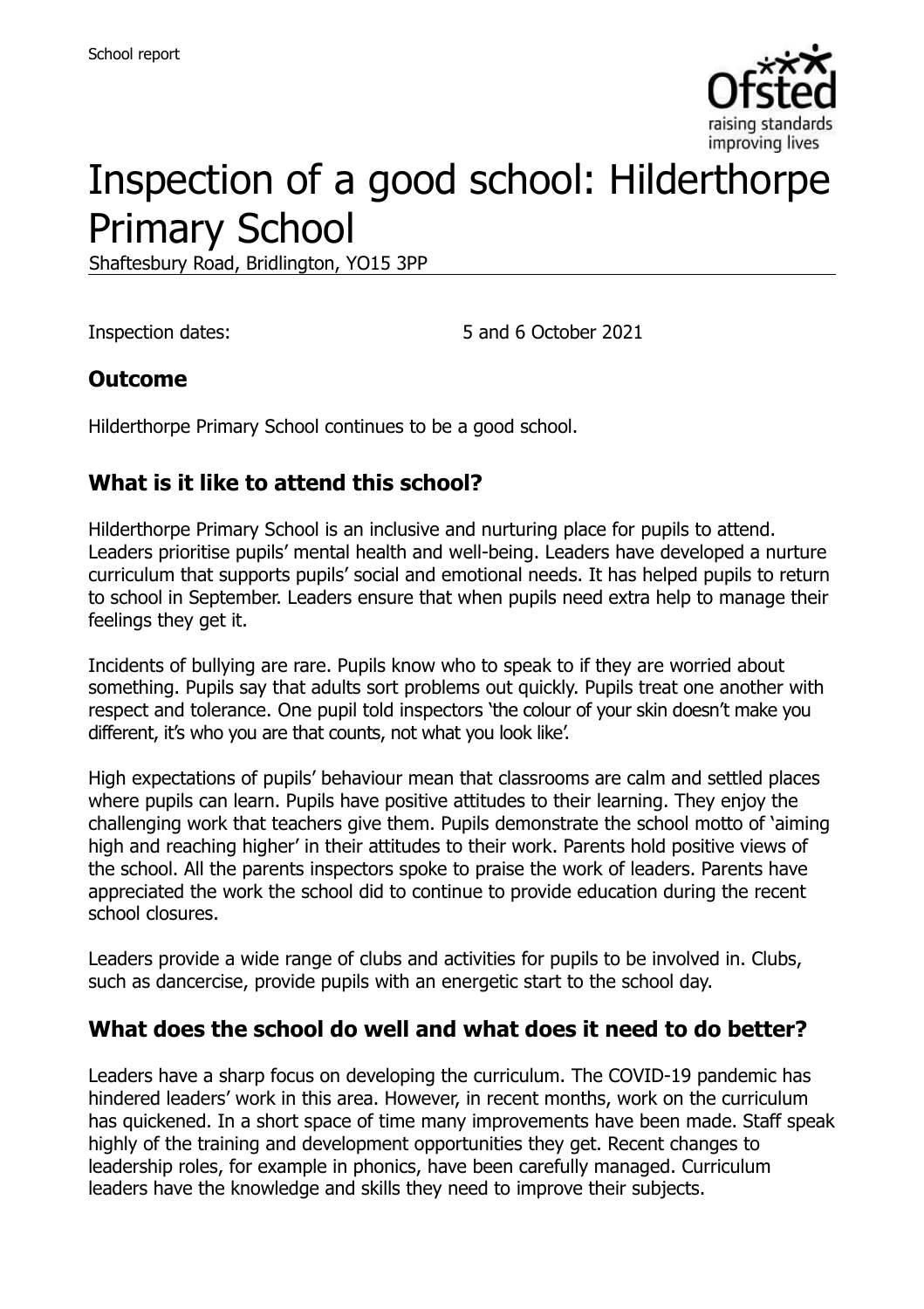School report

# Inspection of a good school: Hilderthorpe Primary School

Shaftesbury Road, Bridlington, YO15 3PP

Inspection dates: 5 and 6 October 2021

## Outcome

Hilderthorpe Primary School continues to be a good school.

## What is it like to attend this school?

Hilderthorpe Primary School is an inclusive and nurturing place for pupils to attend. Leaders prioritise pupils' mental health and well-being. Leaders have developed a nurture curriculum that supports pupils' social and emotional needs. It has helped pupils to return to school in September. Leaders ensure that when pupils need extra help to manage their feelings they get it.

Incidents of bullying are rare. Pupils know who to speak to if they are worried about something. Pupils say that adults sort problems out quickly. Pupils treat one another with respect and tolerance. One pupil told inspectors 'the colour of your skin doesn't make you different, it's who you are that counts, not what you look like'.

High expectations of pupils' behaviour mean that classrooms are calm and settled places where pupils can learn. Pupils have positive attitudes to their learning. They enjoy the challenging work that teachers give them. Pupils demonstrate the school motto of 'aiming high and reaching higher' in their attitudes to their work. Parents hold positive views of the school. All the parents inspectors spoke to praise the work of leaders. Parents have appreciated the work the school did to continue to provide education during the recent school closures.

Leaders provide a wide range of clubs and activities for pupils to be involved in. Clubs, such as dancercise, provide pupils with an energetic start to the school day.

## What does the school do well and what does it need to do better?

Leaders have a sharp focus on developing the curriculum. The COVID-19 pandemic has hindered leaders' work in this area. However, in recent months, work on the curriculum has quickened. In a short space of time many improvements have been made. Staff speak highly of the training and development opportunities they get. Recent changes to leadership roles, for example in phonics, have been carefully managed. Curriculum leaders have the knowledge and skills they need to improve their subjects.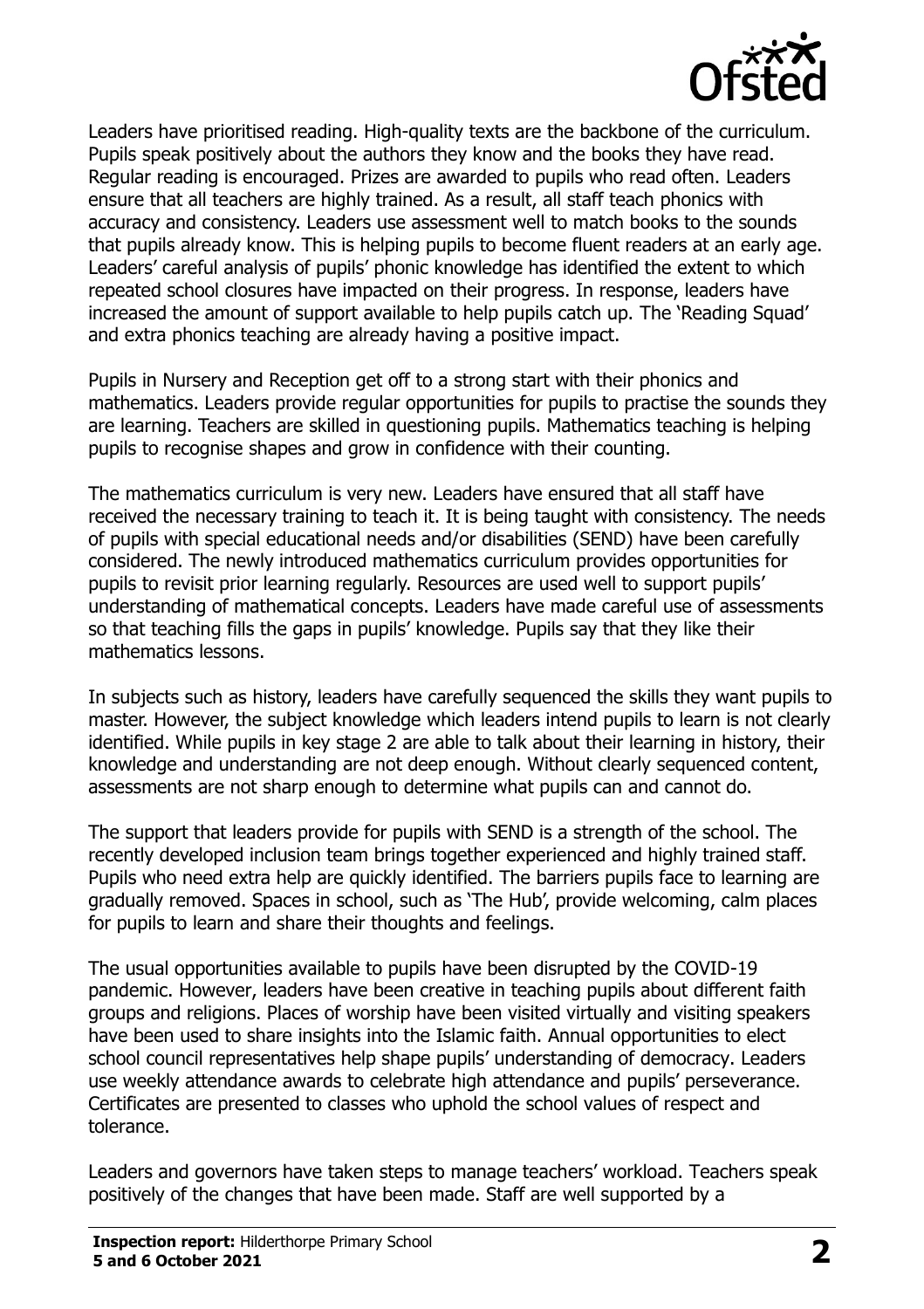Leaders have prioritised reading. High-quality texts are the backbone of the curriculum. Pupils speak positively about the authors they know and the books they have read. Regular reading is encouraged. Prizes are awarded to pupils who read often. Leaders ensure that all teachers are highly trained. As a result, all staff teach phonics with accuracy and consistency. Leaders use assessment well to match books to the sounds that pupils already know. This is helping pupils to become fluent readers at an early age. Leaders' careful analysis of pupils' phonic knowledge has identified the extent to which repeated school closures have impacted on their progress. In response, leaders have increased the amount of support available to help pupils catch up. The 'Reading Squad' and extra phonics teaching are already having a positive impact.

Pupils in Nursery and Reception get off to a strong start with their phonics and mathematics. Leaders provide regular opportunities for pupils to practise the sounds they are learning. Teachers are skilled in questioning pupils. Mathematics teaching is helping pupils to recognise shapes and grow in confidence with their counting.

The mathematics curriculum is very new. Leaders have ensured that all staff have received the necessary training to teach it. It is being taught with consistency. The needs of pupils with special educational needs and/or disabilities (SEND) have been carefully considered. The newly introduced mathematics curriculum provides opportunities for pupils to revisit prior learning regularly. Resources are used well to support pupils' understanding of mathematical concepts. Leaders have made careful use of assessments so that teaching fills the gaps in pupils' knowledge. Pupils say that they like their mathematics lessons.

In subjects such as history, leaders have carefully sequenced the skills they want pupils to master. However, the subject knowledge which leaders intend pupils to learn is not clearly identified. While pupils in key stage 2 are able to talk about their learning in history, their knowledge and understanding are not deep enough. Without clearly sequenced content, assessments are not sharp enough to determine what pupils can and cannot do.

The support that leaders provide for pupils with SEND is a strength of the school. The recently developed inclusion team brings together experienced and highly trained staff. Pupils who need extra help are quickly identified. The barriers pupils face to learning are gradually removed. Spaces in school, such as 'The Hub', provide welcoming, calm places for pupils to learn and share their thoughts and feelings.

The usual opportunities available to pupils have been disrupted by the COVID-19 pandemic. However, leaders have been creative in teaching pupils about different faith groups and religions. Places of worship have been visited virtually and visiting speakers have been used to share insights into the Islamic faith. Annual opportunities to elect school council representatives help shape pupils' understanding of democracy. Leaders use weekly attendance awards to celebrate high attendance and pupils' perseverance. Certificates are presented to classes who uphold the school values of respect and tolerance.

Leaders and governors have taken steps to manage teachers' workload. Teachers speak positively of the changes that have been made. Staff are well supported by a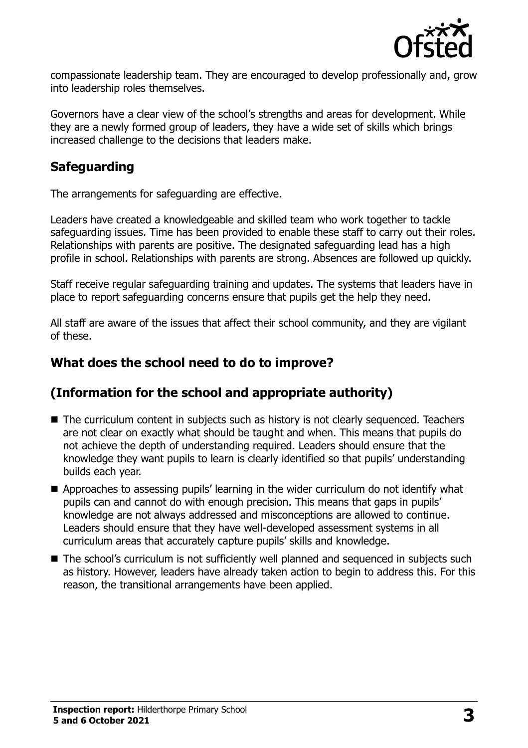compassionate leadership team. They are encouraged to develop professionally and, grow into leadership roles themselves.

Governors have a clear view of the school's strengths and areas for development. While they are a newly formed group of leaders, they have a wide set of skills which brings increased challenge to the decisions that leaders make.

## Safeguarding

The arrangements for safeguarding are effective.

Leaders have created a knowledgeable and skilled team who work together to tackle safeguarding issues. Time has been provided to enable these staff to carry out their roles. Relationships with parents are positive. The designated safeguarding lead has a high profile in school. Relationships with parents are strong. Absences are followed up quickly.

Staff receive regular safeguarding training and updates. The systems that leaders have in place to report safeguarding concerns ensure that pupils get the help they need.

All staff are aware of the issues that affect their school community, and they are vigilant of these.

## What does the school need to do to improve?

## (Information for the school and appropriate authority)

- The curriculum content in subjects such as history is not clearly sequenced. Teachers are not clear on exactly what should be taught and when. This means that pupils do not achieve the depth of understanding required. Leaders should ensure that the knowledge they want pupils to learn is clearly identified so that pupils' understanding builds each year.
- Approaches to assessing pupils' learning in the wider curriculum do not identify what pupils can and cannot do with enough precision. This means that gaps in pupils' knowledge are not always addressed and misconceptions are allowed to continue. Leaders should ensure that they have well-developed assessment systems in all curriculum areas that accurately capture pupils' skills and knowledge.
- The school's curriculum is not sufficiently well planned and sequenced in subjects such as history. However, leaders have already taken action to begin to address this. For this reason, the transitional arrangements have been applied.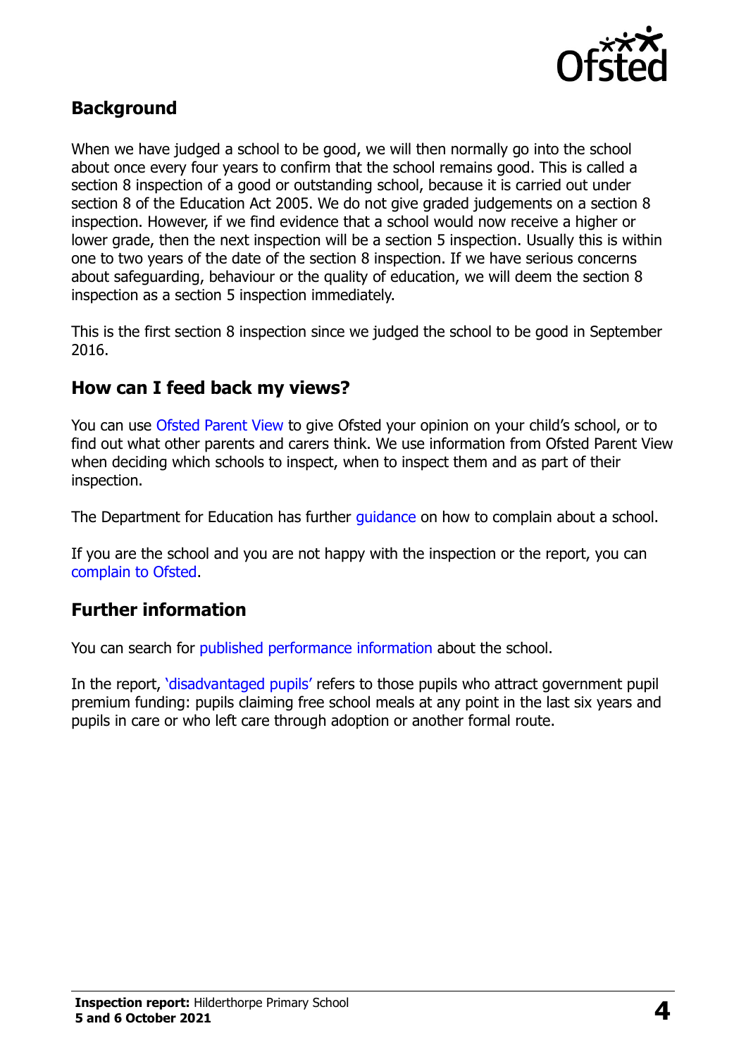## Background

When we have judged a school to be good, we will then normally go into the school about once every four years to confirm that the school remains good. This is called a section 8 inspection of a good or outstanding school, because it is carried out under section 8 of the Education Act 2005. We do not give graded judgements on a section 8 inspection. However, if we find evidence that a school would now receive a higher or lower grade, then the next inspection will be a section 5 inspection. Usually this is within one to two years of the date of the section 8 inspection. If we have serious concerns about safeguarding, behaviour or the quality of education, we will deem the section 8 inspection as a section 5 inspection immediately.

This is the first section 8 inspection since we judged the school to be good in September 2016.

## How can I feed back my views?

You can use Ofsted Parent View to give Ofsted your opinion on your child's school, or to find out what other parents and carers think. We use information from Ofsted Parent View when deciding which schools to inspect, when to inspect them and as part of their inspection.

The Department for Education has further guidance on how to complain about a school.

If you are the school and you are not happy with the inspection or the report, you can complain to Ofsted.

## Further information

You can search for published performance information about the school.

In the report, 'disadvantaged pupils' refers to those pupils who attract government pupil premium funding: pupils claiming free school meals at any point in the last six years and pupils in care or who left care through adoption or another formal route.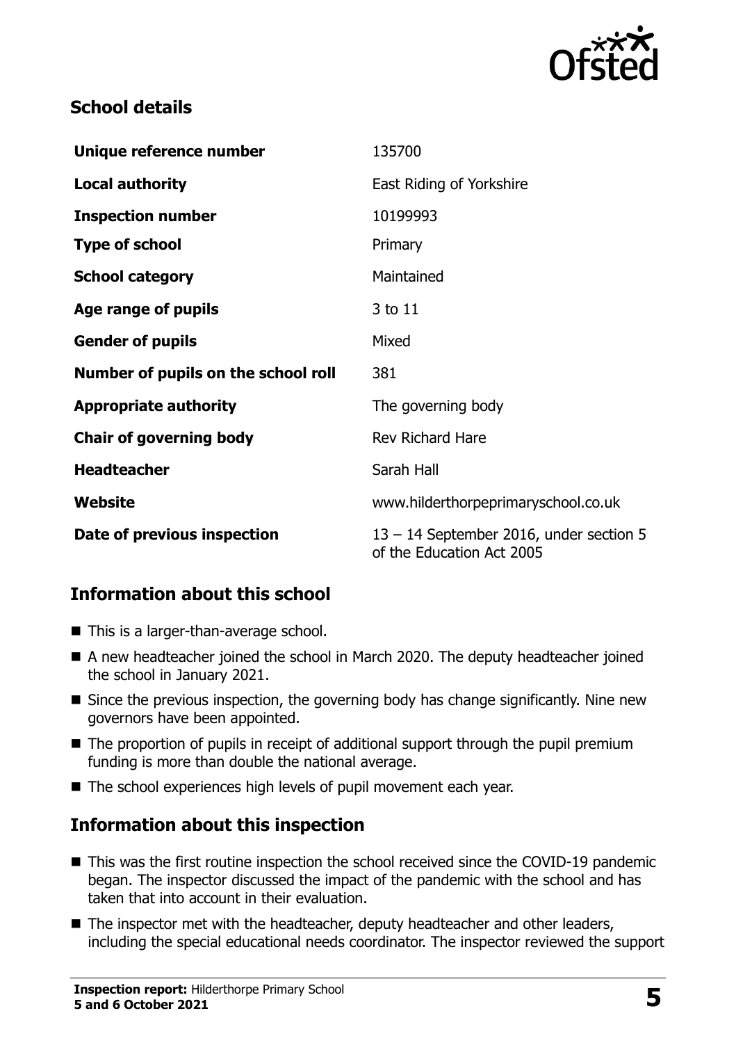## School details

| | |
|---|---|
| **Unique reference number** | 135700 |
| **Local authority** | East Riding of Yorkshire |
| **Inspection number** | 10199993 |
| **Type of school** | Primary |
| **School category** | Maintained |
| **Age range of pupils** | 3 to 11 |
| **Gender of pupils** | Mixed |
| **Number of pupils on the school roll** | 381 |
| **Appropriate authority** | The governing body |
| **Chair of governing body** | Rev Richard Hare |
| **Headteacher** | Sarah Hall |
| **Website** | www.hilderthorpeprimaryschool.co.uk |
| **Date of previous inspection** | 13 – 14 September 2016, under section 5 of the Education Act 2005 |

## Information about this school

- This is a larger-than-average school.
- A new headteacher joined the school in March 2020. The deputy headteacher joined the school in January 2021.
- Since the previous inspection, the governing body has change significantly. Nine new governors have been appointed.
- The proportion of pupils in receipt of additional support through the pupil premium funding is more than double the national average.
- The school experiences high levels of pupil movement each year.

## Information about this inspection

- This was the first routine inspection the school received since the COVID-19 pandemic began. The inspector discussed the impact of the pandemic with the school and has taken that into account in their evaluation.
- The inspector met with the headteacher, deputy headteacher and other leaders, including the special educational needs coordinator. The inspector reviewed the support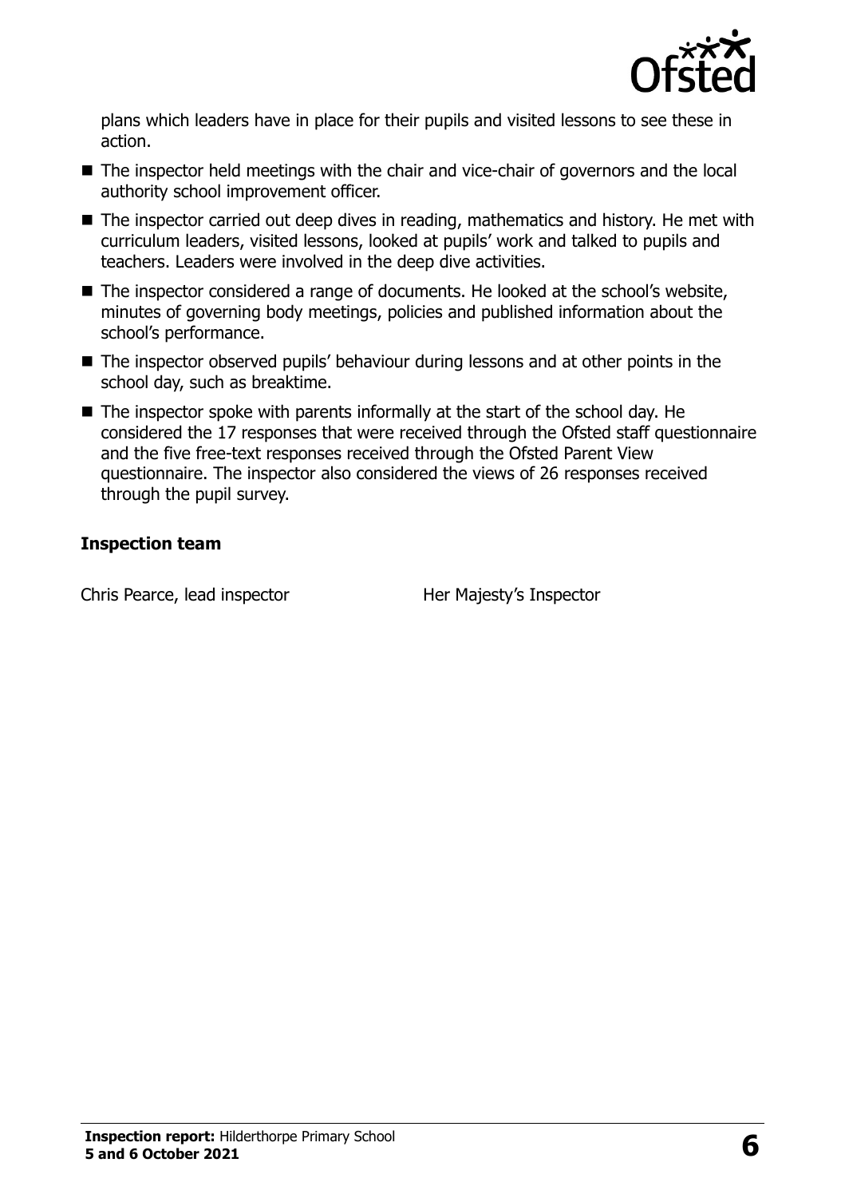plans which leaders have in place for their pupils and visited lessons to see these in action.

- The inspector held meetings with the chair and vice-chair of governors and the local authority school improvement officer.
- The inspector carried out deep dives in reading, mathematics and history. He met with curriculum leaders, visited lessons, looked at pupils' work and talked to pupils and teachers. Leaders were involved in the deep dive activities.
- The inspector considered a range of documents. He looked at the school's website, minutes of governing body meetings, policies and published information about the school's performance.
- The inspector observed pupils' behaviour during lessons and at other points in the school day, such as breaktime.
- The inspector spoke with parents informally at the start of the school day. He considered the 17 responses that were received through the Ofsted staff questionnaire and the five free-text responses received through the Ofsted Parent View questionnaire. The inspector also considered the views of 26 responses received through the pupil survey.

### Inspection team

| | |
|---|---|
| Chris Pearce, lead inspector | Her Majesty's Inspector |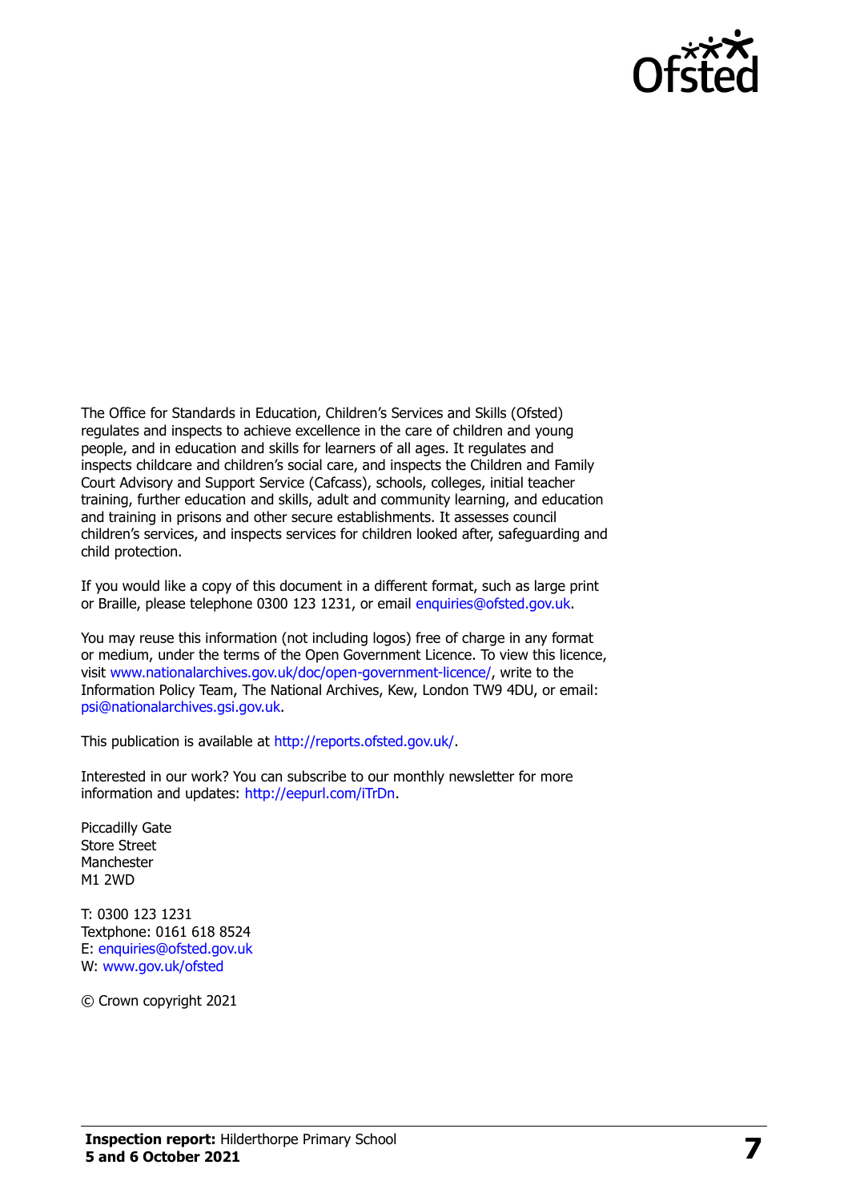The Office for Standards in Education, Children's Services and Skills (Ofsted) regulates and inspects to achieve excellence in the care of children and young people, and in education and skills for learners of all ages. It regulates and inspects childcare and children's social care, and inspects the Children and Family Court Advisory and Support Service (Cafcass), schools, colleges, initial teacher training, further education and skills, adult and community learning, and education and training in prisons and other secure establishments. It assesses council children's services, and inspects services for children looked after, safeguarding and child protection.

If you would like a copy of this document in a different format, such as large print or Braille, please telephone 0300 123 1231, or email enquiries@ofsted.gov.uk.

You may reuse this information (not including logos) free of charge in any format or medium, under the terms of the Open Government Licence. To view this licence, visit www.nationalarchives.gov.uk/doc/open-government-licence/, write to the Information Policy Team, The National Archives, Kew, London TW9 4DU, or email: psi@nationalarchives.gsi.gov.uk.

This publication is available at http://reports.ofsted.gov.uk/.

Interested in our work? You can subscribe to our monthly newsletter for more information and updates: http://eepurl.com/iTrDn.

Piccadilly Gate
Store Street
Manchester
M1 2WD

T: 0300 123 1231
Textphone: 0161 618 8524
E: enquiries@ofsted.gov.uk
W: www.gov.uk/ofsted

© Crown copyright 2021